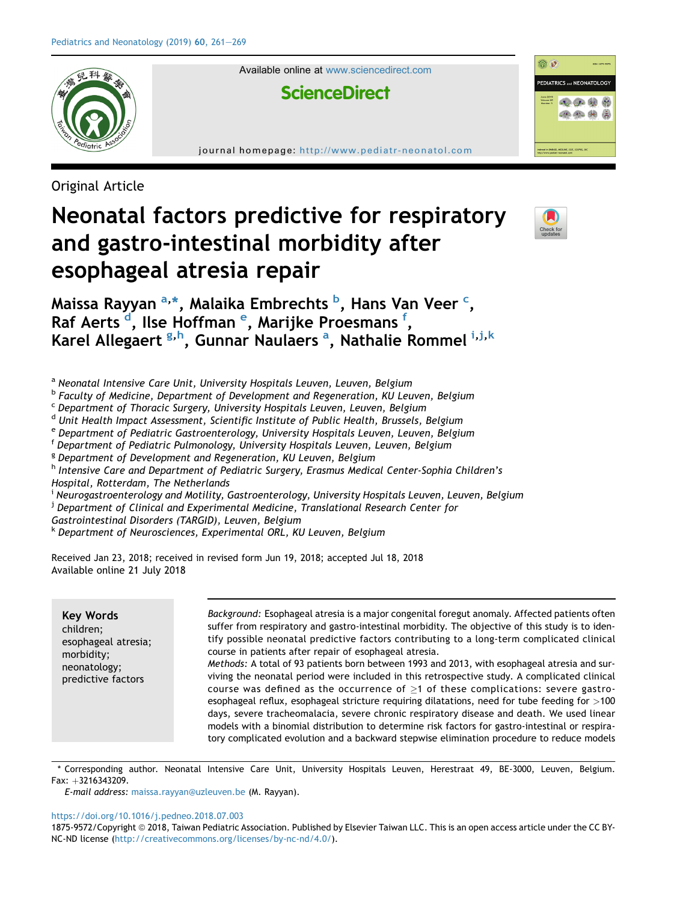Original Article

# Neonatal factors predictive for respiratory and gastro-intestinal morbidity after esophageal atresia repair

Maissa Rayyan [a,*], Malaika Embrechts [b], Hans Van Veer [c], Raf Aerts [d], Ilse Hoffman [e], Marijke Proesmans [f], Karel Allegaert [g,h], Gunnar Naulaers [a], Nathalie Rommel [i,j,k]

[a] Neonatal Intensive Care Unit, University Hospitals Leuven, Leuven, Belgium
[b] Faculty of Medicine, Department of Development and Regeneration, KU Leuven, Belgium
[c] Department of Thoracic Surgery, University Hospitals Leuven, Leuven, Belgium
[d] Unit Health Impact Assessment, Scientific Institute of Public Health, Brussels, Belgium
[e] Department of Pediatric Gastroenterology, University Hospitals Leuven, Leuven, Belgium
[f] Department of Pediatric Pulmonology, University Hospitals Leuven, Leuven, Belgium
[g] Department of Development and Regeneration, KU Leuven, Belgium
[h] Intensive Care and Department of Pediatric Surgery, Erasmus Medical Center-Sophia Children's Hospital, Rotterdam, The Netherlands
[i] Neurogastroenterology and Motility, Gastroenterology, University Hospitals Leuven, Leuven, Belgium
[j] Department of Clinical and Experimental Medicine, Translational Research Center for Gastrointestinal Disorders (TARGID), Leuven, Belgium
[k] Department of Neurosciences, Experimental ORL, KU Leuven, Belgium

Received Jan 23, 2018; received in revised form Jun 19, 2018; accepted Jul 18, 2018
Available online 21 July 2018

**Key Words**
children;
esophageal atresia;
morbidity;
neonatology;
predictive factors

*Background:* Esophageal atresia is a major congenital foregut anomaly. Affected patients often suffer from respiratory and gastro-intestinal morbidity. The objective of this study is to identify possible neonatal predictive factors contributing to a long-term complicated clinical course in patients after repair of esophageal atresia.

*Methods:* A total of 93 patients born between 1993 and 2013, with esophageal atresia and surviving the neonatal period were included in this retrospective study. A complicated clinical course was defined as the occurrence of $\geq$1 of these complications: severe gastro-esophageal reflux, esophageal stricture requiring dilatations, need for tube feeding for >100 days, severe tracheomalacia, severe chronic respiratory disease and death. We used linear models with a binomial distribution to determine risk factors for gastro-intestinal or respiratory complicated evolution and a backward stepwise elimination procedure to reduce models

* Corresponding author. Neonatal Intensive Care Unit, University Hospitals Leuven, Herestraat 49, BE-3000, Leuven, Belgium. Fax: +3216343209.
*E-mail address:* maissa.rayyan@uzleuven.be (M. Rayyan).

https://doi.org/10.1016/j.pedneo.2018.07.003
1875-9572/Copyright © 2018, Taiwan Pediatric Association. Published by Elsevier Taiwan LLC. This is an open access article under the CC BY-NC-ND license (http://creativecommons.org/licenses/by-nc-nd/4.0/).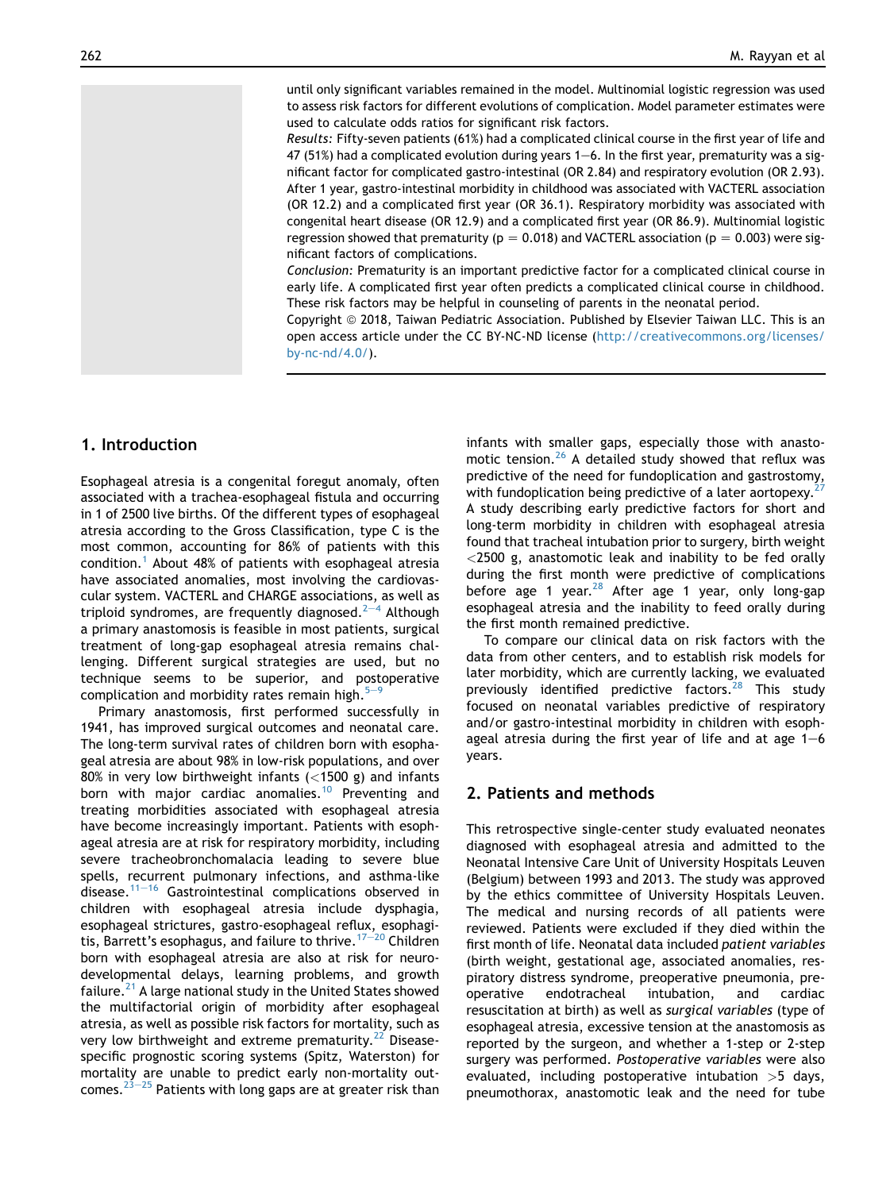until only significant variables remained in the model. Multinomial logistic regression was used to assess risk factors for different evolutions of complication. Model parameter estimates were used to calculate odds ratios for significant risk factors.

*Results:* Fifty-seven patients (61%) had a complicated clinical course in the first year of life and 47 (51%) had a complicated evolution during years 1–6. In the first year, prematurity was a significant factor for complicated gastro-intestinal (OR 2.84) and respiratory evolution (OR 2.93). After 1 year, gastro-intestinal morbidity in childhood was associated with VACTERL association (OR 12.2) and a complicated first year (OR 36.1). Respiratory morbidity was associated with congenital heart disease (OR 12.9) and a complicated first year (OR 86.9). Multinomial logistic regression showed that prematurity ($p = 0.018$) and VACTERL association ($p = 0.003$) were significant factors of complications.

*Conclusion:* Prematurity is an important predictive factor for a complicated clinical course in early life. A complicated first year often predicts a complicated clinical course in childhood. These risk factors may be helpful in counseling of parents in the neonatal period.

Copyright © 2018, Taiwan Pediatric Association. Published by Elsevier Taiwan LLC. This is an open access article under the CC BY-NC-ND license (http://creativecommons.org/licenses/by-nc-nd/4.0/).

## 1. Introduction

Esophageal atresia is a congenital foregut anomaly, often associated with a trachea-esophageal fistula and occurring in 1 of 2500 live births. Of the different types of esophageal atresia according to the Gross Classification, type C is the most common, accounting for 86% of patients with this condition.[1] About 48% of patients with esophageal atresia have associated anomalies, most involving the cardiovascular system. VACTERL and CHARGE associations, as well as triploid syndromes, are frequently diagnosed.[2–4] Although a primary anastomosis is feasible in most patients, surgical treatment of long-gap esophageal atresia remains challenging. Different surgical strategies are used, but no technique seems to be superior, and postoperative complication and morbidity rates remain high.[5–9]

Primary anastomosis, first performed successfully in 1941, has improved surgical outcomes and neonatal care. The long-term survival rates of children born with esophageal atresia are about 98% in low-risk populations, and over 80% in very low birthweight infants (<1500 g) and infants born with major cardiac anomalies.[10] Preventing and treating morbidities associated with esophageal atresia have become increasingly important. Patients with esophageal atresia are at risk for respiratory morbidity, including severe tracheobronchomalacia leading to severe blue spells, recurrent pulmonary infections, and asthma-like disease.[11–16] Gastrointestinal complications observed in children with esophageal atresia include dysphagia, esophageal strictures, gastro-esophageal reflux, esophagitis, Barrett's esophagus, and failure to thrive.[17–20] Children born with esophageal atresia are also at risk for neurodevelopmental delays, learning problems, and growth failure.[21] A large national study in the United States showed the multifactorial origin of morbidity after esophageal atresia, as well as possible risk factors for mortality, such as very low birthweight and extreme prematurity.[22] Disease-specific prognostic scoring systems (Spitz, Waterston) for mortality are unable to predict early non-mortality outcomes.[23–25] Patients with long gaps are at greater risk than infants with smaller gaps, especially those with anastomotic tension.[26] A detailed study showed that reflux was predictive of the need for fundoplication and gastrostomy, with fundoplication being predictive of a later aortopexy.[27] A study describing early predictive factors for short and long-term morbidity in children with esophageal atresia found that tracheal intubation prior to surgery, birth weight <2500 g, anastomotic leak and inability to be fed orally during the first month were predictive of complications before age 1 year.[28] After age 1 year, only long-gap esophageal atresia and the inability to feed orally during the first month remained predictive.

To compare our clinical data on risk factors with the data from other centers, and to establish risk models for later morbidity, which are currently lacking, we evaluated previously identified predictive factors.[28] This study focused on neonatal variables predictive of respiratory and/or gastro-intestinal morbidity in children with esophageal atresia during the first year of life and at age 1–6 years.

## 2. Patients and methods

This retrospective single-center study evaluated neonates diagnosed with esophageal atresia and admitted to the Neonatal Intensive Care Unit of University Hospitals Leuven (Belgium) between 1993 and 2013. The study was approved by the ethics committee of University Hospitals Leuven. The medical and nursing records of all patients were reviewed. Patients were excluded if they died within the first month of life. Neonatal data included *patient variables* (birth weight, gestational age, associated anomalies, respiratory distress syndrome, preoperative pneumonia, preoperative endotracheal intubation, and cardiac resuscitation at birth) as well as *surgical variables* (type of esophageal atresia, excessive tension at the anastomosis as reported by the surgeon, and whether a 1-step or 2-step surgery was performed. *Postoperative variables* were also evaluated, including postoperative intubation >5 days, pneumothorax, anastomotic leak and the need for tube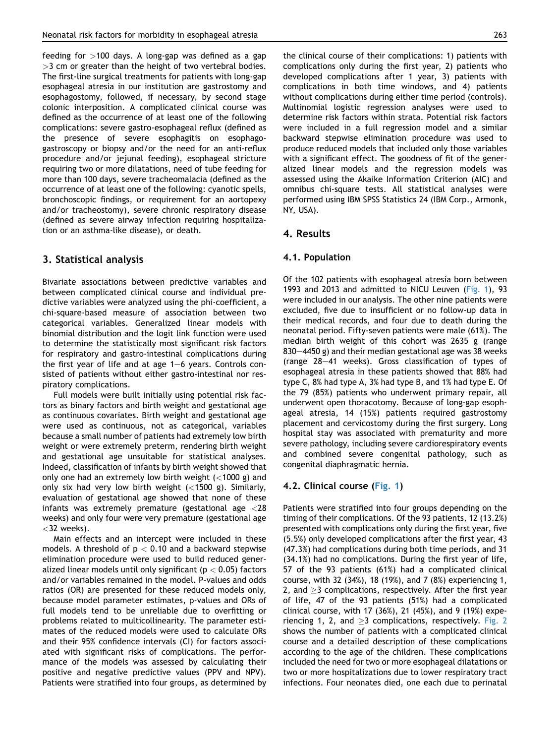feeding for >100 days. A long-gap was defined as a gap >3 cm or greater than the height of two vertebral bodies. The first-line surgical treatments for patients with long-gap esophageal atresia in our institution are gastrostomy and esophagostomy, followed, if necessary, by second stage colonic interposition. A complicated clinical course was defined as the occurrence of at least one of the following complications: severe gastro-esophageal reflux (defined as the presence of severe esophagitis on esophago-gastroscopy or biopsy and/or the need for an anti-reflux procedure and/or jejunal feeding), esophageal stricture requiring two or more dilatations, need of tube feeding for more than 100 days, severe tracheomalacia (defined as the occurrence of at least one of the following: cyanotic spells, bronchoscopic findings, or requirement for an aortopexy and/or tracheostomy), severe chronic respiratory disease (defined as severe airway infection requiring hospitalization or an asthma-like disease), or death.

## 3. Statistical analysis

Bivariate associations between predictive variables and between complicated clinical course and individual predictive variables were analyzed using the phi-coefficient, a chi-square-based measure of association between two categorical variables. Generalized linear models with binomial distribution and the logit link function were used to determine the statistically most significant risk factors for respiratory and gastro-intestinal complications during the first year of life and at age 1–6 years. Controls consisted of patients without either gastro-intestinal nor respiratory complications.

Full models were built initially using potential risk factors as binary factors and birth weight and gestational age as continuous covariates. Birth weight and gestational age were used as continuous, not as categorical, variables because a small number of patients had extremely low birth weight or were extremely preterm, rendering birth weight and gestational age unsuitable for statistical analyses. Indeed, classification of infants by birth weight showed that only one had an extremely low birth weight (<1000 g) and only six had very low birth weight (<1500 g). Similarly, evaluation of gestational age showed that none of these infants was extremely premature (gestational age <28 weeks) and only four were very premature (gestational age <32 weeks).

Main effects and an intercept were included in these models. A threshold of $p < 0.10$ and a backward stepwise elimination procedure were used to build reduced generalized linear models until only significant ($p < 0.05$) factors and/or variables remained in the model. P-values and odds ratios (OR) are presented for these reduced models only, because model parameter estimates, p-values and ORs of full models tend to be unreliable due to overfitting or problems related to multicollinearity. The parameter estimates of the reduced models were used to calculate ORs and their 95% confidence intervals (CI) for factors associated with significant risks of complications. The performance of the models was assessed by calculating their positive and negative predictive values (PPV and NPV). Patients were stratified into four groups, as determined by the clinical course of their complications: 1) patients with complications only during the first year, 2) patients who developed complications after 1 year, 3) patients with complications in both time windows, and 4) patients without complications during either time period (controls). Multinomial logistic regression analyses were used to determine risk factors within strata. Potential risk factors were included in a full regression model and a similar backward stepwise elimination procedure was used to produce reduced models that included only those variables with a significant effect. The goodness of fit of the generalized linear models and the regression models was assessed using the Akaike Information Criterion (AIC) and omnibus chi-square tests. All statistical analyses were performed using IBM SPSS Statistics 24 (IBM Corp., Armonk, NY, USA).

## 4. Results

### 4.1. Population

Of the 102 patients with esophageal atresia born between 1993 and 2013 and admitted to NICU Leuven (Fig. 1), 93 were included in our analysis. The other nine patients were excluded, five due to insufficient or no follow-up data in their medical records, and four due to death during the neonatal period. Fifty-seven patients were male (61%). The median birth weight of this cohort was 2635 g (range 830–4450 g) and their median gestational age was 38 weeks (range 28–41 weeks). Gross classification of types of esophageal atresia in these patients showed that 88% had type C, 8% had type A, 3% had type B, and 1% had type E. Of the 79 (85%) patients who underwent primary repair, all underwent open thoracotomy. Because of long-gap esophageal atresia, 14 (15%) patients required gastrostomy placement and cervicostomy during the first surgery. Long hospital stay was associated with prematurity and more severe pathology, including severe cardiorespiratory events and combined severe congenital pathology, such as congenital diaphragmatic hernia.

### 4.2. Clinical course (Fig. 1)

Patients were stratified into four groups depending on the timing of their complications. Of the 93 patients, 12 (13.2%) presented with complications only during the first year, five (5.5%) only developed complications after the first year, 43 (47.3%) had complications during both time periods, and 31 (34.1%) had no complications. During the first year of life, 57 of the 93 patients (61%) had a complicated clinical course, with 32 (34%), 18 (19%), and 7 (8%) experiencing 1, 2, and ≥3 complications, respectively. After the first year of life, 47 of the 93 patients (51%) had a complicated clinical course, with 17 (36%), 21 (45%), and 9 (19%) experiencing 1, 2, and ≥3 complications, respectively. Fig. 2 shows the number of patients with a complicated clinical course and a detailed description of these complications according to the age of the children. These complications included the need for two or more esophageal dilatations or two or more hospitalizations due to lower respiratory tract infections. Four neonates died, one each due to perinatal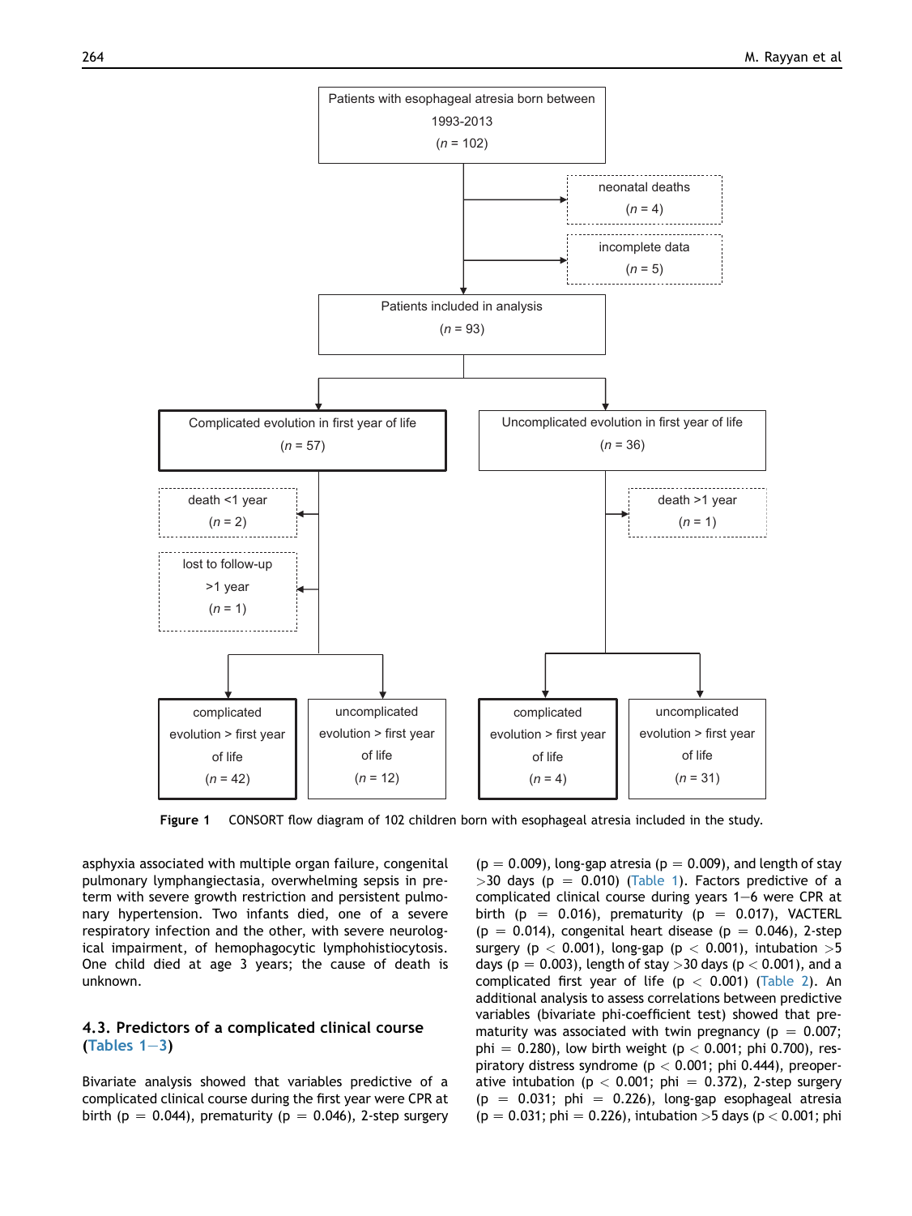Patients with esophageal atresia born between 1993-2013 (*n* = 102)

- neonatal deaths (*n* = 4)
- incomplete data (*n* = 5)

Patients included in analysis (*n* = 93)

- Complicated evolution in first year of life (*n* = 57)
  - death <1 year (*n* = 2)
  - lost to follow-up >1 year (*n* = 1)
  - complicated evolution > first year of life (*n* = 42)
  - uncomplicated evolution > first year of life (*n* = 12)
- Uncomplicated evolution in first year of life (*n* = 36)
  - death >1 year (*n* = 1)
  - complicated evolution > first year of life (*n* = 4)
  - uncomplicated evolution > first year of life (*n* = 31)

**Figure 1** CONSORT flow diagram of 102 children born with esophageal atresia included in the study.

asphyxia associated with multiple organ failure, congenital pulmonary lymphangiectasia, overwhelming sepsis in preterm with severe growth restriction and persistent pulmonary hypertension. Two infants died, one of a severe respiratory infection and the other, with severe neurological impairment, of hemophagocytic lymphohistiocytosis. One child died at age 3 years; the cause of death is unknown.

### 4.3. Predictors of a complicated clinical course (Tables 1–3)

Bivariate analysis showed that variables predictive of a complicated clinical course during the first year were CPR at birth ($p = 0.044$), prematurity ($p = 0.046$), 2-step surgery ($p = 0.009$), long-gap atresia ($p = 0.009$), and length of stay >30 days ($p = 0.010$) (Table 1). Factors predictive of a complicated clinical course during years 1–6 were CPR at birth ($p = 0.016$), prematurity ($p = 0.017$), VACTERL ($p = 0.014$), congenital heart disease ($p = 0.046$), 2-step surgery ($p < 0.001$), long-gap ($p < 0.001$), intubation >5 days ($p = 0.003$), length of stay >30 days ($p < 0.001$), and a complicated first year of life ($p < 0.001$) (Table 2). An additional analysis to assess correlations between predictive variables (bivariate phi-coefficient test) showed that prematurity was associated with twin pregnancy ($p = 0.007$; phi = 0.280), low birth weight ($p < 0.001$; phi 0.700), respiratory distress syndrome ($p < 0.001$; phi 0.444), preoperative intubation ($p < 0.001$; phi = 0.372), 2-step surgery ($p = 0.031$; phi = 0.226), long-gap esophageal atresia ($p = 0.031$; phi = 0.226), intubation >5 days ($p < 0.001$; phi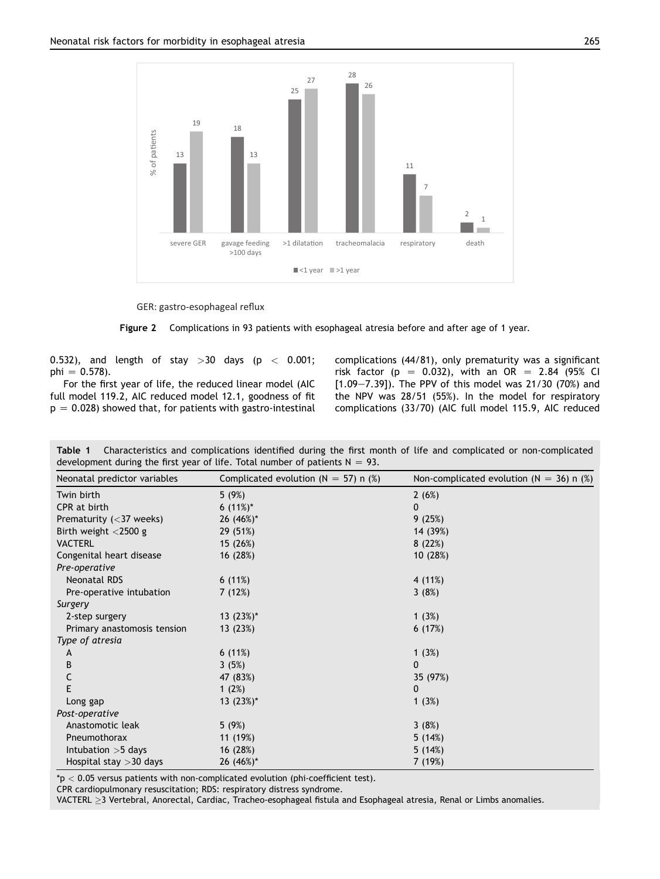GER: gastro-esophageal reflux

**Figure 2** Complications in 93 patients with esophageal atresia before and after age of 1 year.

0.532), and length of stay >30 days ($p < 0.001$; phi = 0.578).

For the first year of life, the reduced linear model (AIC full model 119.2, AIC reduced model 12.1, goodness of fit $p = 0.028$) showed that, for patients with gastro-intestinal complications (44/81), only prematurity was a significant risk factor ($p = 0.032$), with an OR = 2.84 (95% CI [1.09–7.39]). The PPV of this model was 21/30 (70%) and the NPV was 28/51 (55%). In the model for respiratory complications (33/70) (AIC full model 115.9, AIC reduced

**Table 1** Characteristics and complications identified during the first month of life and complicated or non-complicated development during the first year of life. Total number of patients N = 93.

| Neonatal predictor variables | Complicated evolution (N = 57) n (%) | Non-complicated evolution (N = 36) n (%) |
|---|---|---|
| Twin birth | 5 (9%) | 2 (6%) |
| CPR at birth | 6 (11%)* | 0 |
| Prematurity (<37 weeks) | 26 (46%)* | 9 (25%) |
| Birth weight <2500 g | 29 (51%) | 14 (39%) |
| VACTERL | 15 (26%) | 8 (22%) |
| Congenital heart disease | 16 (28%) | 10 (28%) |
| *Pre-operative* | | |
| Neonatal RDS | 6 (11%) | 4 (11%) |
| Pre-operative intubation | 7 (12%) | 3 (8%) |
| *Surgery* | | |
| 2-step surgery | 13 (23%)* | 1 (3%) |
| Primary anastomosis tension | 13 (23%) | 6 (17%) |
| *Type of atresia* | | |
| A | 6 (11%) | 1 (3%) |
| B | 3 (5%) | 0 |
| C | 47 (83%) | 35 (97%) |
| E | 1 (2%) | 0 |
| Long gap | 13 (23%)* | 1 (3%) |
| *Post-operative* | | |
| Anastomotic leak | 5 (9%) | 3 (8%) |
| Pneumothorax | 11 (19%) | 5 (14%) |
| Intubation >5 days | 16 (28%) | 5 (14%) |
| Hospital stay >30 days | 26 (46%)* | 7 (19%) |

*$p < 0.05$ versus patients with non-complicated evolution (phi-coefficient test).
CPR cardiopulmonary resuscitation; RDS: respiratory distress syndrome.
VACTERL ≥3 Vertebral, Anorectal, Cardiac, Tracheo-esophageal fistula and Esophageal atresia, Renal or Limbs anomalies.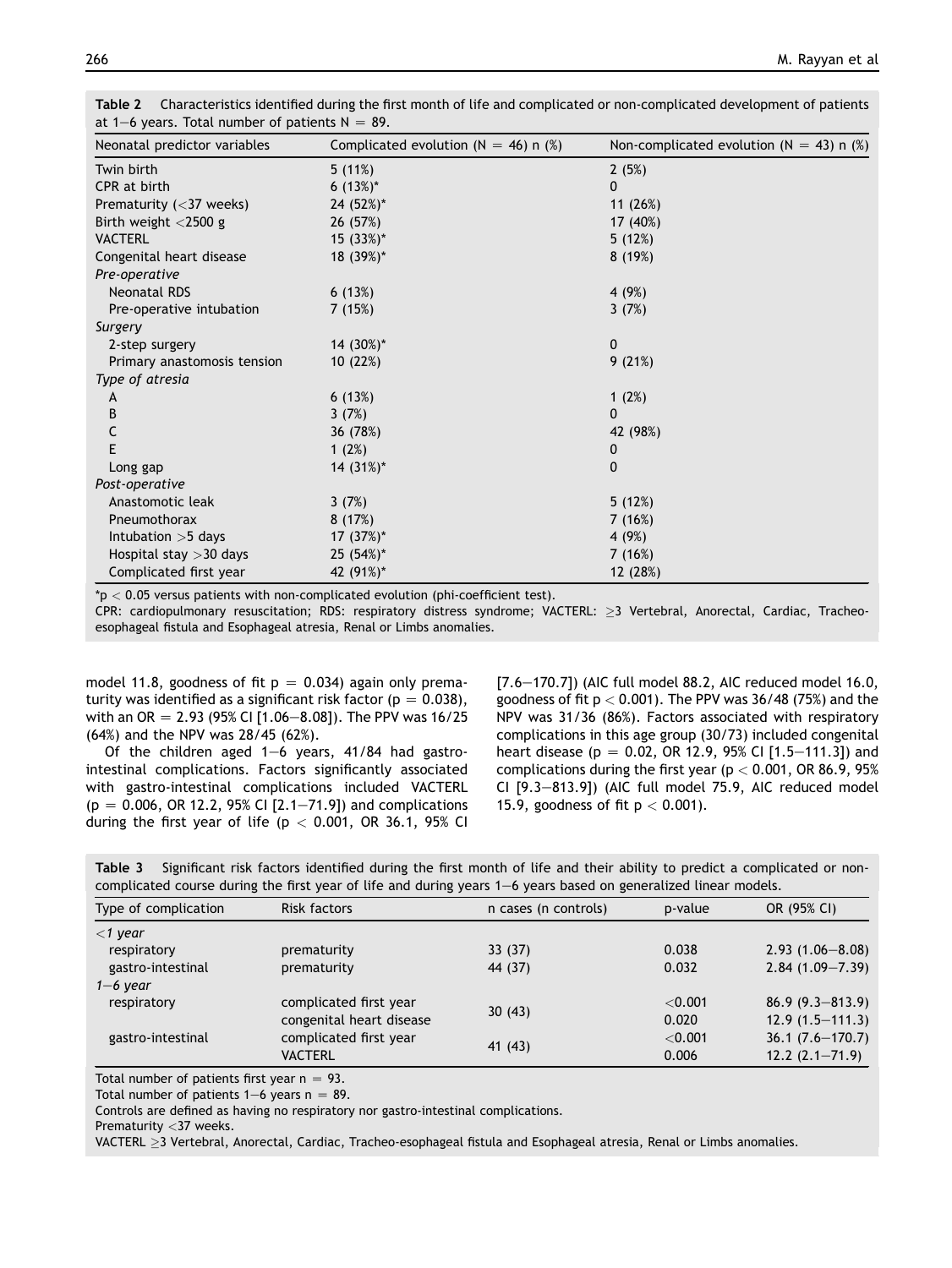**Table 2** Characteristics identified during the first month of life and complicated or non-complicated development of patients at 1–6 years. Total number of patients N = 89.

| Neonatal predictor variables | Complicated evolution (N = 46) n (%) | Non-complicated evolution (N = 43) n (%) |
|---|---|---|
| Twin birth | 5 (11%) | 2 (5%) |
| CPR at birth | 6 (13%)* | 0 |
| Prematurity (<37 weeks) | 24 (52%)* | 11 (26%) |
| Birth weight <2500 g | 26 (57%) | 17 (40%) |
| VACTERL | 15 (33%)* | 5 (12%) |
| Congenital heart disease | 18 (39%)* | 8 (19%) |
| *Pre-operative* | | |
| Neonatal RDS | 6 (13%) | 4 (9%) |
| Pre-operative intubation | 7 (15%) | 3 (7%) |
| *Surgery* | | |
| 2-step surgery | 14 (30%)* | 0 |
| Primary anastomosis tension | 10 (22%) | 9 (21%) |
| *Type of atresia* | | |
| A | 6 (13%) | 1 (2%) |
| B | 3 (7%) | 0 |
| C | 36 (78%) | 42 (98%) |
| E | 1 (2%) | 0 |
| Long gap | 14 (31%)* | 0 |
| *Post-operative* | | |
| Anastomotic leak | 3 (7%) | 5 (12%) |
| Pneumothorax | 8 (17%) | 7 (16%) |
| Intubation >5 days | 17 (37%)* | 4 (9%) |
| Hospital stay >30 days | 25 (54%)* | 7 (16%) |
| Complicated first year | 42 (91%)* | 12 (28%) |

*$p < 0.05$ versus patients with non-complicated evolution (phi-coefficient test).
CPR: cardiopulmonary resuscitation; RDS: respiratory distress syndrome; VACTERL: ≥3 Vertebral, Anorectal, Cardiac, Tracheo-esophageal fistula and Esophageal atresia, Renal or Limbs anomalies.

model 11.8, goodness of fit $p = 0.034$) again only prematurity was identified as a significant risk factor ($p = 0.038$), with an OR = 2.93 (95% CI [1.06–8.08]). The PPV was 16/25 (64%) and the NPV was 28/45 (62%).

Of the children aged 1–6 years, 41/84 had gastro-intestinal complications. Factors significantly associated with gastro-intestinal complications included VACTERL ($p = 0.006$, OR 12.2, 95% CI [2.1–71.9]) and complications during the first year of life ($p < 0.001$, OR 36.1, 95% CI [7.6–170.7]) (AIC full model 88.2, AIC reduced model 16.0, goodness of fit $p < 0.001$). The PPV was 36/48 (75%) and the NPV was 31/36 (86%). Factors associated with respiratory complications in this age group (30/73) included congenital heart disease ($p = 0.02$, OR 12.9, 95% CI [1.5–111.3]) and complications during the first year ($p < 0.001$, OR 86.9, 95% CI [9.3–813.9]) (AIC full model 75.9, AIC reduced model 15.9, goodness of fit $p < 0.001$).

**Table 3** Significant risk factors identified during the first month of life and their ability to predict a complicated or non-complicated course during the first year of life and during years 1–6 years based on generalized linear models.

| Type of complication | Risk factors | n cases (n controls) | p-value | OR (95% CI) |
|---|---|---|---|---|
| *<1 year* | | | | |
| respiratory | prematurity | 33 (37) | 0.038 | 2.93 (1.06–8.08) |
| gastro-intestinal | prematurity | 44 (37) | 0.032 | 2.84 (1.09–7.39) |
| *1–6 year* | | | | |
| respiratory | complicated first year | 30 (43) | <0.001 | 86.9 (9.3–813.9) |
| | congenital heart disease | | 0.020 | 12.9 (1.5–111.3) |
| gastro-intestinal | complicated first year | 41 (43) | <0.001 | 36.1 (7.6–170.7) |
| | VACTERL | | 0.006 | 12.2 (2.1–71.9) |

Total number of patients first year n = 93.
Total number of patients 1–6 years n = 89.
Controls are defined as having no respiratory nor gastro-intestinal complications.
Prematurity <37 weeks.
VACTERL ≥3 Vertebral, Anorectal, Cardiac, Tracheo-esophageal fistula and Esophageal atresia, Renal or Limbs anomalies.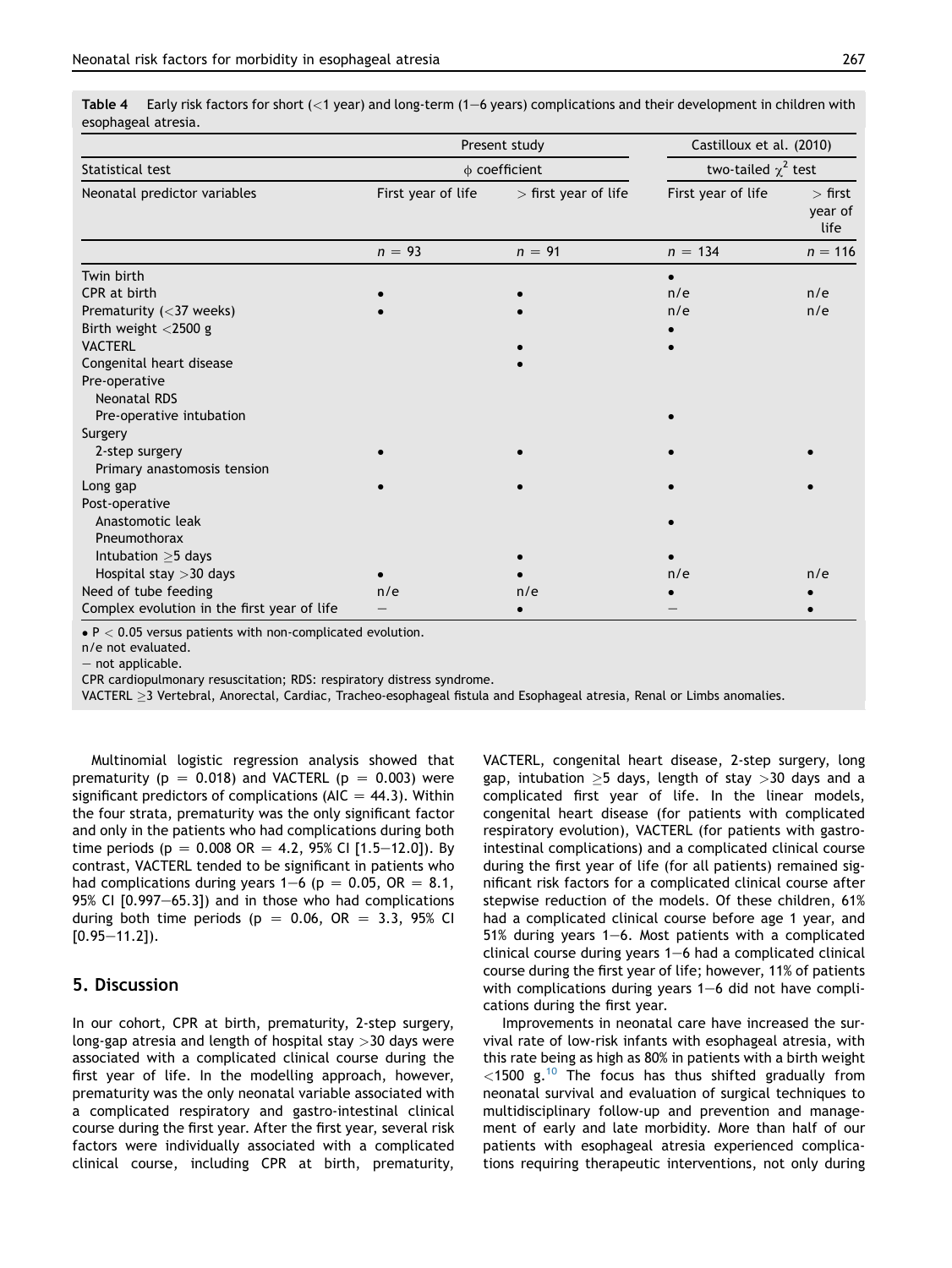**Table 4** Early risk factors for short (<1 year) and long-term (1–6 years) complications and their development in children with esophageal atresia.

| | Present study | | Castilloux et al. (2010) | |
|---|---|---|---|---|
| Statistical test | φ coefficient | | two-tailed $\chi^2$ test | |
| Neonatal predictor variables | First year of life | > first year of life | First year of life | > first year of life |
| | n = 93 | n = 91 | n = 134 | n = 116 |
| Twin birth | | | • | |
| CPR at birth | • | • | n/e | n/e |
| Prematurity (<37 weeks) | • | • | n/e | n/e |
| Birth weight <2500 g | | | • | |
| VACTERL | | • | • | |
| Congenital heart disease | | • | | |
| Pre-operative | | | | |
| Neonatal RDS | | | | |
| Pre-operative intubation | | | • | |
| Surgery | | | | |
| 2-step surgery | • | • | • | • |
| Primary anastomosis tension | | | | |
| Long gap | • | • | • | • |
| Post-operative | | | | |
| Anastomotic leak | | | • | |
| Pneumothorax | | | | |
| Intubation ≥5 days | | • | • | |
| Hospital stay >30 days | • | • | n/e | n/e |
| Need of tube feeding | n/e | n/e | • | • |
| Complex evolution in the first year of life | – | • | – | • |

• P < 0.05 versus patients with non-complicated evolution.
n/e not evaluated.
– not applicable.
CPR cardiopulmonary resuscitation; RDS: respiratory distress syndrome.
VACTERL ≥3 Vertebral, Anorectal, Cardiac, Tracheo-esophageal fistula and Esophageal atresia, Renal or Limbs anomalies.

Multinomial logistic regression analysis showed that prematurity (p = 0.018) and VACTERL (p = 0.003) were significant predictors of complications (AIC = 44.3). Within the four strata, prematurity was the only significant factor and only in the patients who had complications during both time periods (p = 0.008 OR = 4.2, 95% CI [1.5–12.0]). By contrast, VACTERL tended to be significant in patients who had complications during years 1–6 (p = 0.05, OR = 8.1, 95% CI [0.997–65.3]) and in those who had complications during both time periods (p = 0.06, OR = 3.3, 95% CI [0.95–11.2]).

## 5. Discussion

In our cohort, CPR at birth, prematurity, 2-step surgery, long-gap atresia and length of hospital stay >30 days were associated with a complicated clinical course during the first year of life. In the modelling approach, however, prematurity was the only neonatal variable associated with a complicated respiratory and gastro-intestinal clinical course during the first year. After the first year, several risk factors were individually associated with a complicated clinical course, including CPR at birth, prematurity, VACTERL, congenital heart disease, 2-step surgery, long gap, intubation ≥5 days, length of stay >30 days and a complicated first year of life. In the linear models, congenital heart disease (for patients with complicated respiratory evolution), VACTERL (for patients with gastro-intestinal complications) and a complicated clinical course during the first year of life (for all patients) remained significant risk factors for a complicated clinical course after stepwise reduction of the models. Of these children, 61% had a complicated clinical course before age 1 year, and 51% during years 1–6. Most patients with a complicated clinical course during years 1–6 had a complicated clinical course during the first year of life; however, 11% of patients with complications during years 1–6 did not have complications during the first year.

Improvements in neonatal care have increased the survival rate of low-risk infants with esophageal atresia, with this rate being as high as 80% in patients with a birth weight <1500 g.[10] The focus has thus shifted gradually from neonatal survival and evaluation of surgical techniques to multidisciplinary follow-up and prevention and management of early and late morbidity. More than half of our patients with esophageal atresia experienced complications requiring therapeutic interventions, not only during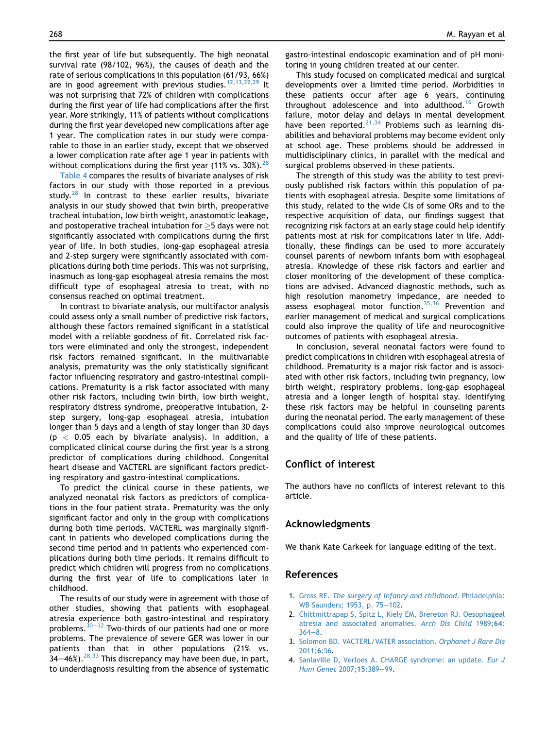the first year of life but subsequently. The high neonatal survival rate (98/102, 96%), the causes of death and the rate of serious complications in this population (61/93, 66%) are in good agreement with previous studies.[12,13,22,29] It was not surprising that 72% of children with complications during the first year of life had complications after the first year. More strikingly, 11% of patients without complications during the first year of life developed new complications after age 1 year. The complication rates in our study were comparable to those in an earlier study, except that we observed a lower complication rate after age 1 year in patients with without complications during the first year (11% vs. 30%).[28]

Table 4 compares the results of bivariate analyses of risk factors in our study with those reported in a previous study.[28] In contrast to these earlier results, bivariate analysis in our study showed that twin birth, preoperative tracheal intubation, low birth weight, anastomotic leakage, and postoperative tracheal intubation for $\geq$5 days were not significantly associated with complications during the first year of life. In both studies, long-gap esophageal atresia and 2-step surgery were significantly associated with complications during both time periods. This was not surprising, inasmuch as long-gap esophageal atresia remains the most difficult type of esophageal atresia to treat, with no consensus reached on optimal treatment.

In contrast to bivariate analysis, our multifactor analysis could assess only a small number of predictive risk factors, although these factors remained significant in a statistical model with a reliable goodness of fit. Correlated risk factors were eliminated and only the strongest, independent risk factors remained significant. In the multivariable analysis, prematurity was the only statistically significant factor influencing respiratory and gastro-intestinal complications. Prematurity is a risk factor associated with many other risk factors, including twin birth, low birth weight, respiratory distress syndrome, preoperative intubation, 2-step surgery, long-gap esophageal atresia, intubation longer than 5 days and a length of stay longer than 30 days ($p < 0.05$ each by bivariate analysis). In addition, a complicated clinical course during the first year is a strong predictor of complications during childhood. Congenital heart disease and VACTERL are significant factors predicting respiratory and gastro-intestinal complications.

To predict the clinical course in these patients, we analyzed neonatal risk factors as predictors of complications in the four patient strata. Prematurity was the only significant factor and only in the group with complications during both time periods. VACTERL was marginally significant in patients who developed complications during the second time period and in patients who experienced complications during both time periods. It remains difficult to predict which children will progress from no complications during the first year of life to complications later in childhood.

The results of our study were in agreement with those of other studies, showing that patients with esophageal atresia experience both gastro-intestinal and respiratory problems.[30–32] Two-thirds of our patients had one or more problems. The prevalence of severe GER was lower in our patients than that in other populations (21% vs. 34–46%).[28,33] This discrepancy may have been due, in part, to underdiagnosis resulting from the absence of systematic gastro-intestinal endoscopic examination and of pH monitoring in young children treated at our center.

This study focused on complicated medical and surgical developments over a limited time period. Morbidities in these patients occur after age 6 years, continuing throughout adolescence and into adulthood.[16] Growth failure, motor delay and delays in mental development have been reported.[21,34] Problems such as learning disabilities and behavioral problems may become evident only at school age. These problems should be addressed in multidisciplinary clinics, in parallel with the medical and surgical problems observed in these patients.

The strength of this study was the ability to test previously published risk factors within this population of patients with esophageal atresia. Despite some limitations of this study, related to the wide CIs of some ORs and to the respective acquisition of data, our findings suggest that recognizing risk factors at an early stage could help identify patients most at risk for complications later in life. Additionally, these findings can be used to more accurately counsel parents of newborn infants born with esophageal atresia. Knowledge of these risk factors and earlier and closer monitoring of the development of these complications are advised. Advanced diagnostic methods, such as high resolution manometry impedance, are needed to assess esophageal motor function.[35,36] Prevention and earlier management of medical and surgical complications could also improve the quality of life and neurocognitive outcomes of patients with esophageal atresia.

In conclusion, several neonatal factors were found to predict complications in children with esophageal atresia of childhood. Prematurity is a major risk factor and is associated with other risk factors, including twin pregnancy, low birth weight, respiratory problems, long-gap esophageal atresia and a longer length of hospital stay. Identifying these risk factors may be helpful in counseling parents during the neonatal period. The early management of these complications could also improve neurological outcomes and the quality of life of these patients.

## Conflict of interest

The authors have no conflicts of interest relevant to this article.

## Acknowledgments

We thank Kate Carkeek for language editing of the text.

## References

1. Gross RE. *The surgery of infancy and childhood*. Philadelphia: WB Saunders; 1953, p. 75–102.
2. Chittmittrapap S, Spitz L, Kiely EM, Brereton RJ. Oesophageal atresia and associated anomalies. *Arch Dis Child* 1989;**64**:364–8.
3. Solomon BD. VACTERL/VATER association. *Orphanet J Rare Dis* 2011;**6**:56.
4. Sanlaville D, Verloes A. CHARGE syndrome: an update. *Eur J Hum Genet* 2007;**15**:389–99.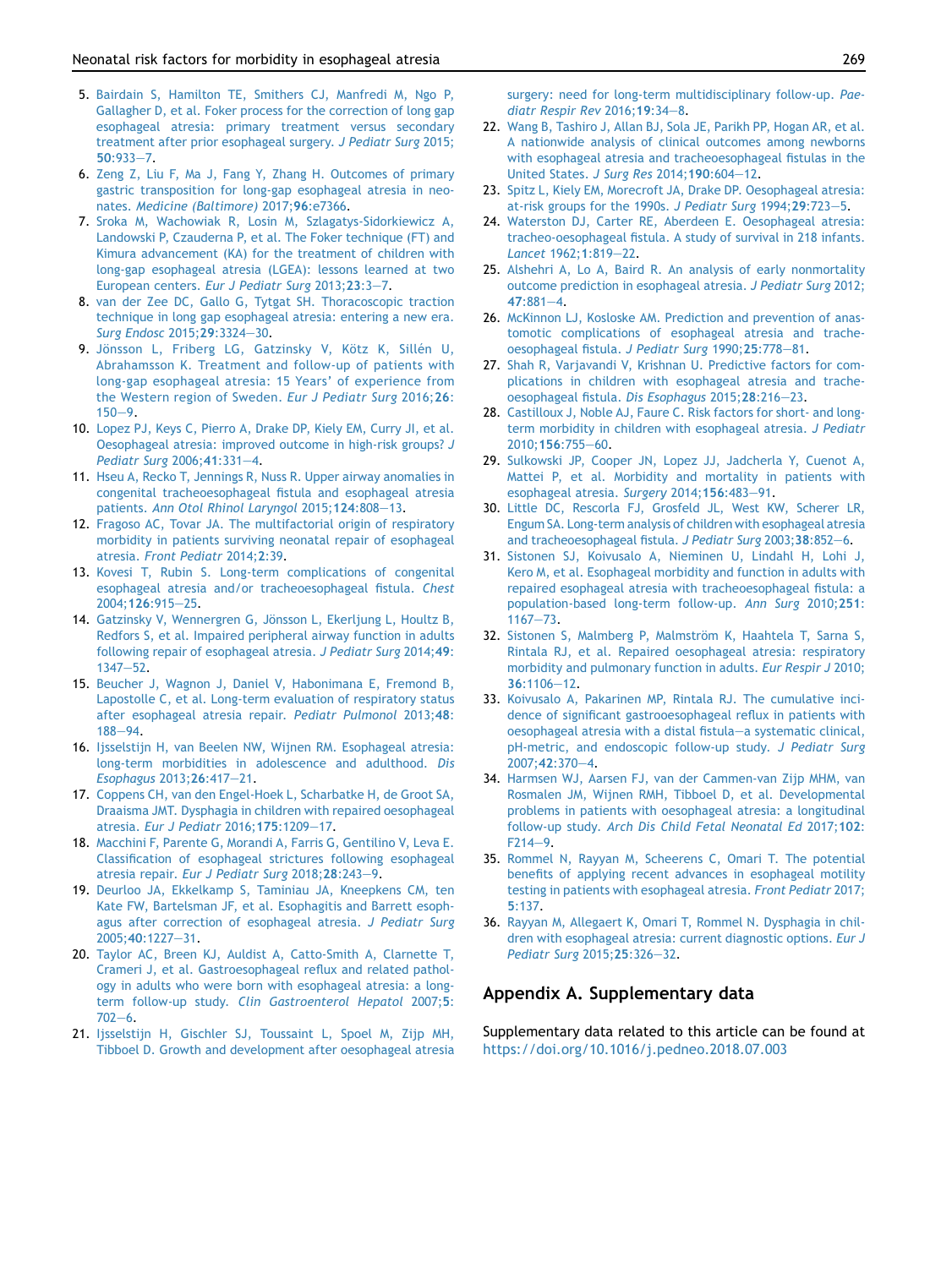5. Bairdain S, Hamilton TE, Smithers CJ, Manfredi M, Ngo P, Gallagher D, et al. Foker process for the correction of long gap esophageal atresia: primary treatment versus secondary treatment after prior esophageal surgery. *J Pediatr Surg* 2015;**50**:933–7.
6. Zeng Z, Liu F, Ma J, Fang Y, Zhang H. Outcomes of primary gastric transposition for long-gap esophageal atresia in neonates. *Medicine (Baltimore)* 2017;**96**:e7366.
7. Sroka M, Wachowiak R, Losin M, Szlagatys-Sidorkiewicz A, Landowski P, Czauderna P, et al. The Foker technique (FT) and Kimura advancement (KA) for the treatment of children with long-gap esophageal atresia (LGEA): lessons learned at two European centers. *Eur J Pediatr Surg* 2013;**23**:3–7.
8. van der Zee DC, Gallo G, Tytgat SH. Thoracoscopic traction technique in long gap esophageal atresia: entering a new era. *Surg Endosc* 2015;**29**:3324–30.
9. Jönsson L, Friberg LG, Gatzinsky V, Kötz K, Sillén U, Abrahamsson K. Treatment and follow-up of patients with long-gap esophageal atresia: 15 Years' of experience from the Western region of Sweden. *Eur J Pediatr Surg* 2016;**26**:150–9.
10. Lopez PJ, Keys C, Pierro A, Drake DP, Kiely EM, Curry JI, et al. Oesophageal atresia: improved outcome in high-risk groups? *J Pediatr Surg* 2006;**41**:331–4.
11. Hseu A, Recko T, Jennings R, Nuss R. Upper airway anomalies in congenital tracheoesophageal fistula and esophageal atresia patients. *Ann Otol Rhinol Laryngol* 2015;**124**:808–13.
12. Fragoso AC, Tovar JA. The multifactorial origin of respiratory morbidity in patients surviving neonatal repair of esophageal atresia. *Front Pediatr* 2014;**2**:39.
13. Kovesi T, Rubin S. Long-term complications of congenital esophageal atresia and/or tracheoesophageal fistula. *Chest* 2004;**126**:915–25.
14. Gatzinsky V, Wennergren G, Jönsson L, Ekerljung L, Houltz B, Redfors S, et al. Impaired peripheral airway function in adults following repair of esophageal atresia. *J Pediatr Surg* 2014;**49**:1347–52.
15. Beucher J, Wagnon J, Daniel V, Habonimana E, Fremond B, Lapostolle C, et al. Long-term evaluation of respiratory status after esophageal atresia repair. *Pediatr Pulmonol* 2013;**48**:188–94.
16. Ijsselstijn H, van Beelen NW, Wijnen RM. Esophageal atresia: long-term morbidities in adolescence and adulthood. *Dis Esophagus* 2013;**26**:417–21.
17. Coppens CH, van den Engel-Hoek L, Scharbatke H, de Groot SA, Draaisma JMT. Dysphagia in children with repaired oesophageal atresia. *Eur J Pediatr* 2016;**175**:1209–17.
18. Macchini F, Parente G, Morandi A, Farris G, Gentilino V, Leva E. Classification of esophageal strictures following esophageal atresia repair. *Eur J Pediatr Surg* 2018;**28**:243–9.
19. Deurloo JA, Ekkelkamp S, Taminiau JA, Kneepkens CM, ten Kate FW, Bartelsman JF, et al. Esophagitis and Barrett esophagus after correction of esophageal atresia. *J Pediatr Surg* 2005;**40**:1227–31.
20. Taylor AC, Breen KJ, Auldist A, Catto-Smith A, Clarnette T, Crameri J, et al. Gastroesophageal reflux and related pathology in adults who were born with esophageal atresia: a long-term follow-up study. *Clin Gastroenterol Hepatol* 2007;**5**:702–6.
21. Ijsselstijn H, Gischler SJ, Toussaint L, Spoel M, Zijp MH, Tibboel D. Growth and development after oesophageal atresia surgery: need for long-term multidisciplinary follow-up. *Paediatr Respir Rev* 2016;**19**:34–8.
22. Wang B, Tashiro J, Allan BJ, Sola JE, Parikh PP, Hogan AR, et al. A nationwide analysis of clinical outcomes among newborns with esophageal atresia and tracheoesophageal fistulas in the United States. *J Surg Res* 2014;**190**:604–12.
23. Spitz L, Kiely EM, Morecroft JA, Drake DP. Oesophageal atresia: at-risk groups for the 1990s. *J Pediatr Surg* 1994;**29**:723–5.
24. Waterston DJ, Carter RE, Aberdeen E. Oesophageal atresia: tracheo-oesophageal fistula. A study of survival in 218 infants. *Lancet* 1962;**1**:819–22.
25. Alshehri A, Lo A, Baird R. An analysis of early nonmortality outcome prediction in esophageal atresia. *J Pediatr Surg* 2012;**47**:881–4.
26. McKinnon LJ, Kosloske AM. Prediction and prevention of anastomotic complications of esophageal atresia and tracheoesophageal fistula. *J Pediatr Surg* 1990;**25**:778–81.
27. Shah R, Varjavandi V, Krishnan U. Predictive factors for complications in children with esophageal atresia and tracheoesophageal fistula. *Dis Esophagus* 2015;**28**:216–23.
28. Castilloux J, Noble AJ, Faure C. Risk factors for short- and long-term morbidity in children with esophageal atresia. *J Pediatr* 2010;**156**:755–60.
29. Sulkowski JP, Cooper JN, Lopez JJ, Jadcherla Y, Cuenot A, Mattei P, et al. Morbidity and mortality in patients with esophageal atresia. *Surgery* 2014;**156**:483–91.
30. Little DC, Rescorla FJ, Grosfeld JL, West KW, Scherer LR, Engum SA. Long-term analysis of children with esophageal atresia and tracheoesophageal fistula. *J Pediatr Surg* 2003;**38**:852–6.
31. Sistonen SJ, Koivusalo A, Nieminen U, Lindahl H, Lohi J, Kero M, et al. Esophageal morbidity and function in adults with repaired esophageal atresia with tracheoesophageal fistula: a population-based long-term follow-up. *Ann Surg* 2010;**251**:1167–73.
32. Sistonen S, Malmberg P, Malmström K, Haahtela T, Sarna S, Rintala RJ, et al. Repaired oesophageal atresia: respiratory morbidity and pulmonary function in adults. *Eur Respir J* 2010;**36**:1106–12.
33. Koivusalo A, Pakarinen MP, Rintala RJ. The cumulative incidence of significant gastroesophageal reflux in patients with oesophageal atresia with a distal fistula—a systematic clinical, pH-metric, and endoscopic follow-up study. *J Pediatr Surg* 2007;**42**:370–4.
34. Harmsen WJ, Aarsen FJ, van der Cammen-van Zijp MHM, van Rosmalen JM, Wijnen RMH, Tibboel D, et al. Developmental problems in patients with oesophageal atresia: a longitudinal follow-up study. *Arch Dis Child Fetal Neonatal Ed* 2017;**102**:F214–9.
35. Rommel N, Rayyan M, Scheerens C, Omari T. The potential benefits of applying recent advances in esophageal motility testing in patients with esophageal atresia. *Front Pediatr* 2017;**5**:137.
36. Rayyan M, Allegaert K, Omari T, Rommel N. Dysphagia in children with esophageal atresia: current diagnostic options. *Eur J Pediatr Surg* 2015;**25**:326–32.

## Appendix A. Supplementary data

Supplementary data related to this article can be found at https://doi.org/10.1016/j.pedneo.2018.07.003